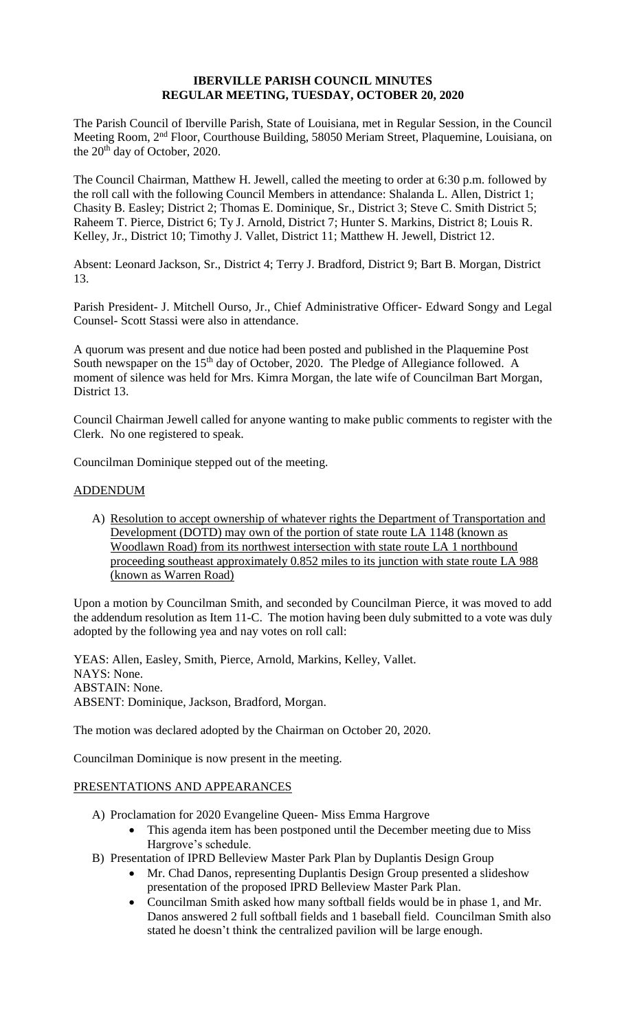# IBERVILLE PARISH COUNCIL MINUTES
## REGULAR MEETING, TUESDAY, OCTOBER 20, 2020

The Parish Council of Iberville Parish, State of Louisiana, met in Regular Session, in the Council Meeting Room, 2nd Floor, Courthouse Building, 58050 Meriam Street, Plaquemine, Louisiana, on the 20th day of October, 2020.

The Council Chairman, Matthew H. Jewell, called the meeting to order at 6:30 p.m. followed by the roll call with the following Council Members in attendance: Shalanda L. Allen, District 1; Chasity B. Easley; District 2; Thomas E. Dominique, Sr., District 3; Steve C. Smith District 5; Raheem T. Pierce, District 6; Ty J. Arnold, District 7; Hunter S. Markins, District 8; Louis R. Kelley, Jr., District 10; Timothy J. Vallet, District 11; Matthew H. Jewell, District 12.

Absent: Leonard Jackson, Sr., District 4; Terry J. Bradford, District 9; Bart B. Morgan, District 13.

Parish President- J. Mitchell Ourso, Jr., Chief Administrative Officer- Edward Songy and Legal Counsel- Scott Stassi were also in attendance.

A quorum was present and due notice had been posted and published in the Plaquemine Post South newspaper on the 15th day of October, 2020. The Pledge of Allegiance followed. A moment of silence was held for Mrs. Kimra Morgan, the late wife of Councilman Bart Morgan, District 13.

Council Chairman Jewell called for anyone wanting to make public comments to register with the Clerk. No one registered to speak.

Councilman Dominique stepped out of the meeting.

## ADDENDUM

A) Resolution to accept ownership of whatever rights the Department of Transportation and Development (DOTD) may own of the portion of state route LA 1148 (known as Woodlawn Road) from its northwest intersection with state route LA 1 northbound proceeding southeast approximately 0.852 miles to its junction with state route LA 988 (known as Warren Road)

Upon a motion by Councilman Smith, and seconded by Councilman Pierce, it was moved to add the addendum resolution as Item 11-C. The motion having been duly submitted to a vote was duly adopted by the following yea and nay votes on roll call:

YEAS: Allen, Easley, Smith, Pierce, Arnold, Markins, Kelley, Vallet.
NAYS: None.
ABSTAIN: None.
ABSENT: Dominique, Jackson, Bradford, Morgan.

The motion was declared adopted by the Chairman on October 20, 2020.

Councilman Dominique is now present in the meeting.

## PRESENTATIONS AND APPEARANCES

A) Proclamation for 2020 Evangeline Queen- Miss Emma Hargrove
   - This agenda item has been postponed until the December meeting due to Miss Hargrove's schedule.

B) Presentation of IPRD Belleview Master Park Plan by Duplantis Design Group
   - Mr. Chad Danos, representing Duplantis Design Group presented a slideshow presentation of the proposed IPRD Belleview Master Park Plan.
   - Councilman Smith asked how many softball fields would be in phase 1, and Mr. Danos answered 2 full softball fields and 1 baseball field. Councilman Smith also stated he doesn't think the centralized pavilion will be large enough.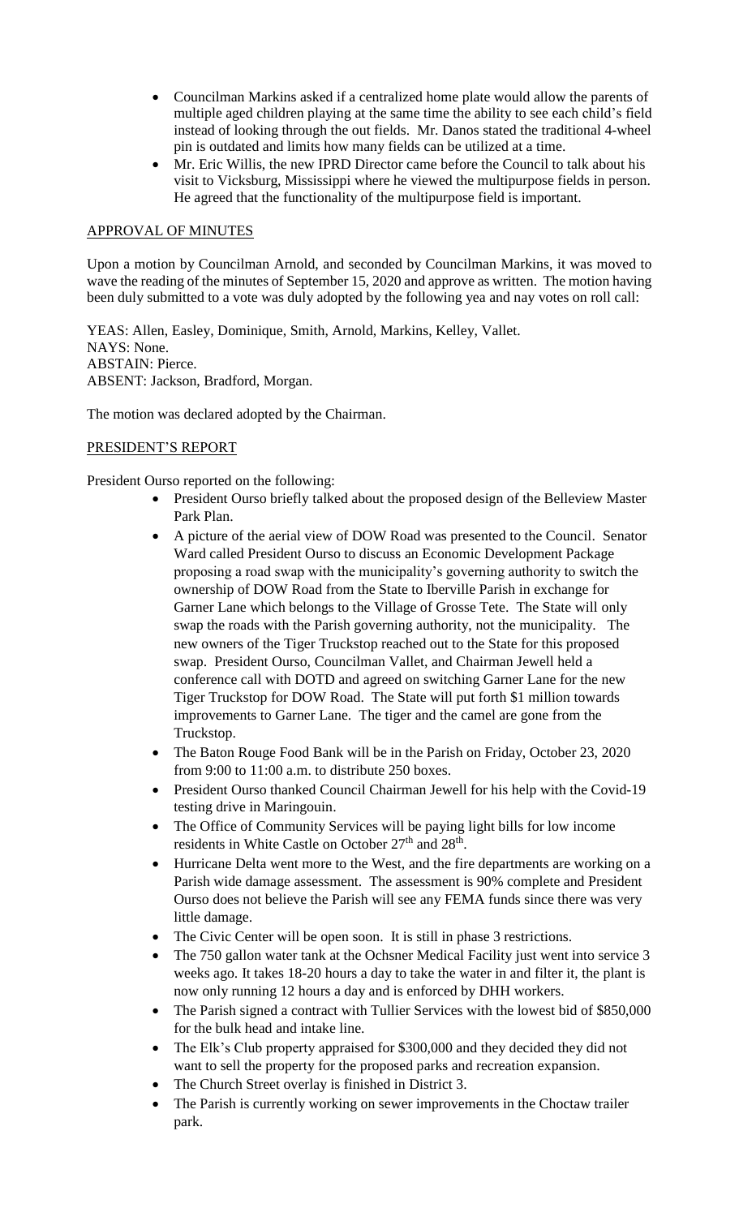- Councilman Markins asked if a centralized home plate would allow the parents of multiple aged children playing at the same time the ability to see each child's field instead of looking through the out fields. Mr. Danos stated the traditional 4-wheel pin is outdated and limits how many fields can be utilized at a time.
- Mr. Eric Willis, the new IPRD Director came before the Council to talk about his visit to Vicksburg, Mississippi where he viewed the multipurpose fields in person. He agreed that the functionality of the multipurpose field is important.

## APPROVAL OF MINUTES

Upon a motion by Councilman Arnold, and seconded by Councilman Markins, it was moved to wave the reading of the minutes of September 15, 2020 and approve as written. The motion having been duly submitted to a vote was duly adopted by the following yea and nay votes on roll call:

YEAS: Allen, Easley, Dominique, Smith, Arnold, Markins, Kelley, Vallet.
NAYS: None.
ABSTAIN: Pierce.
ABSENT: Jackson, Bradford, Morgan.

The motion was declared adopted by the Chairman.

## PRESIDENT'S REPORT

President Ourso reported on the following:

- President Ourso briefly talked about the proposed design of the Belleview Master Park Plan.
- A picture of the aerial view of DOW Road was presented to the Council. Senator Ward called President Ourso to discuss an Economic Development Package proposing a road swap with the municipality's governing authority to switch the ownership of DOW Road from the State to Iberville Parish in exchange for Garner Lane which belongs to the Village of Grosse Tete. The State will only swap the roads with the Parish governing authority, not the municipality. The new owners of the Tiger Truckstop reached out to the State for this proposed swap. President Ourso, Councilman Vallet, and Chairman Jewell held a conference call with DOTD and agreed on switching Garner Lane for the new Tiger Truckstop for DOW Road. The State will put forth $1 million towards improvements to Garner Lane. The tiger and the camel are gone from the Truckstop.
- The Baton Rouge Food Bank will be in the Parish on Friday, October 23, 2020 from 9:00 to 11:00 a.m. to distribute 250 boxes.
- President Ourso thanked Council Chairman Jewell for his help with the Covid-19 testing drive in Maringouin.
- The Office of Community Services will be paying light bills for low income residents in White Castle on October 27th and 28th.
- Hurricane Delta went more to the West, and the fire departments are working on a Parish wide damage assessment. The assessment is 90% complete and President Ourso does not believe the Parish will see any FEMA funds since there was very little damage.
- The Civic Center will be open soon. It is still in phase 3 restrictions.
- The 750 gallon water tank at the Ochsner Medical Facility just went into service 3 weeks ago. It takes 18-20 hours a day to take the water in and filter it, the plant is now only running 12 hours a day and is enforced by DHH workers.
- The Parish signed a contract with Tullier Services with the lowest bid of $850,000 for the bulk head and intake line.
- The Elk's Club property appraised for $300,000 and they decided they did not want to sell the property for the proposed parks and recreation expansion.
- The Church Street overlay is finished in District 3.
- The Parish is currently working on sewer improvements in the Choctaw trailer park.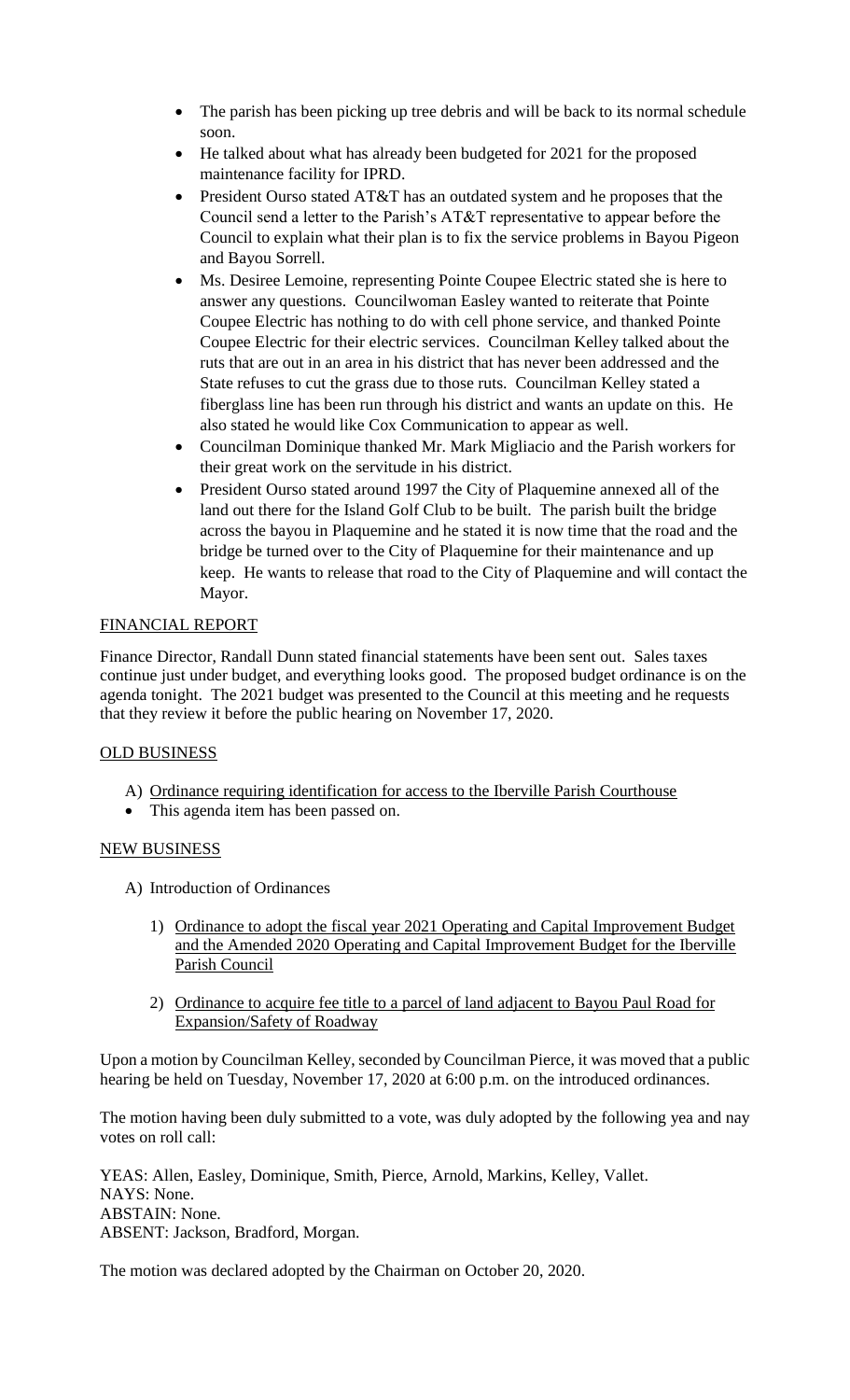- The parish has been picking up tree debris and will be back to its normal schedule soon.
- He talked about what has already been budgeted for 2021 for the proposed maintenance facility for IPRD.
- President Ourso stated AT&T has an outdated system and he proposes that the Council send a letter to the Parish's AT&T representative to appear before the Council to explain what their plan is to fix the service problems in Bayou Pigeon and Bayou Sorrell.
- Ms. Desiree Lemoine, representing Pointe Coupee Electric stated she is here to answer any questions. Councilwoman Easley wanted to reiterate that Pointe Coupee Electric has nothing to do with cell phone service, and thanked Pointe Coupee Electric for their electric services. Councilman Kelley talked about the ruts that are out in an area in his district that has never been addressed and the State refuses to cut the grass due to those ruts. Councilman Kelley stated a fiberglass line has been run through his district and wants an update on this. He also stated he would like Cox Communication to appear as well.
- Councilman Dominique thanked Mr. Mark Migliacio and the Parish workers for their great work on the servitude in his district.
- President Ourso stated around 1997 the City of Plaquemine annexed all of the land out there for the Island Golf Club to be built. The parish built the bridge across the bayou in Plaquemine and he stated it is now time that the road and the bridge be turned over to the City of Plaquemine for their maintenance and up keep. He wants to release that road to the City of Plaquemine and will contact the Mayor.

## FINANCIAL REPORT

Finance Director, Randall Dunn stated financial statements have been sent out. Sales taxes continue just under budget, and everything looks good. The proposed budget ordinance is on the agenda tonight. The 2021 budget was presented to the Council at this meeting and he requests that they review it before the public hearing on November 17, 2020.

## OLD BUSINESS

A) Ordinance requiring identification for access to the Iberville Parish Courthouse

- This agenda item has been passed on.

## NEW BUSINESS

A) Introduction of Ordinances

1) Ordinance to adopt the fiscal year 2021 Operating and Capital Improvement Budget and the Amended 2020 Operating and Capital Improvement Budget for the Iberville Parish Council

2) Ordinance to acquire fee title to a parcel of land adjacent to Bayou Paul Road for Expansion/Safety of Roadway

Upon a motion by Councilman Kelley, seconded by Councilman Pierce, it was moved that a public hearing be held on Tuesday, November 17, 2020 at 6:00 p.m. on the introduced ordinances.

The motion having been duly submitted to a vote, was duly adopted by the following yea and nay votes on roll call:

YEAS: Allen, Easley, Dominique, Smith, Pierce, Arnold, Markins, Kelley, Vallet.
NAYS: None.
ABSTAIN: None.
ABSENT: Jackson, Bradford, Morgan.

The motion was declared adopted by the Chairman on October 20, 2020.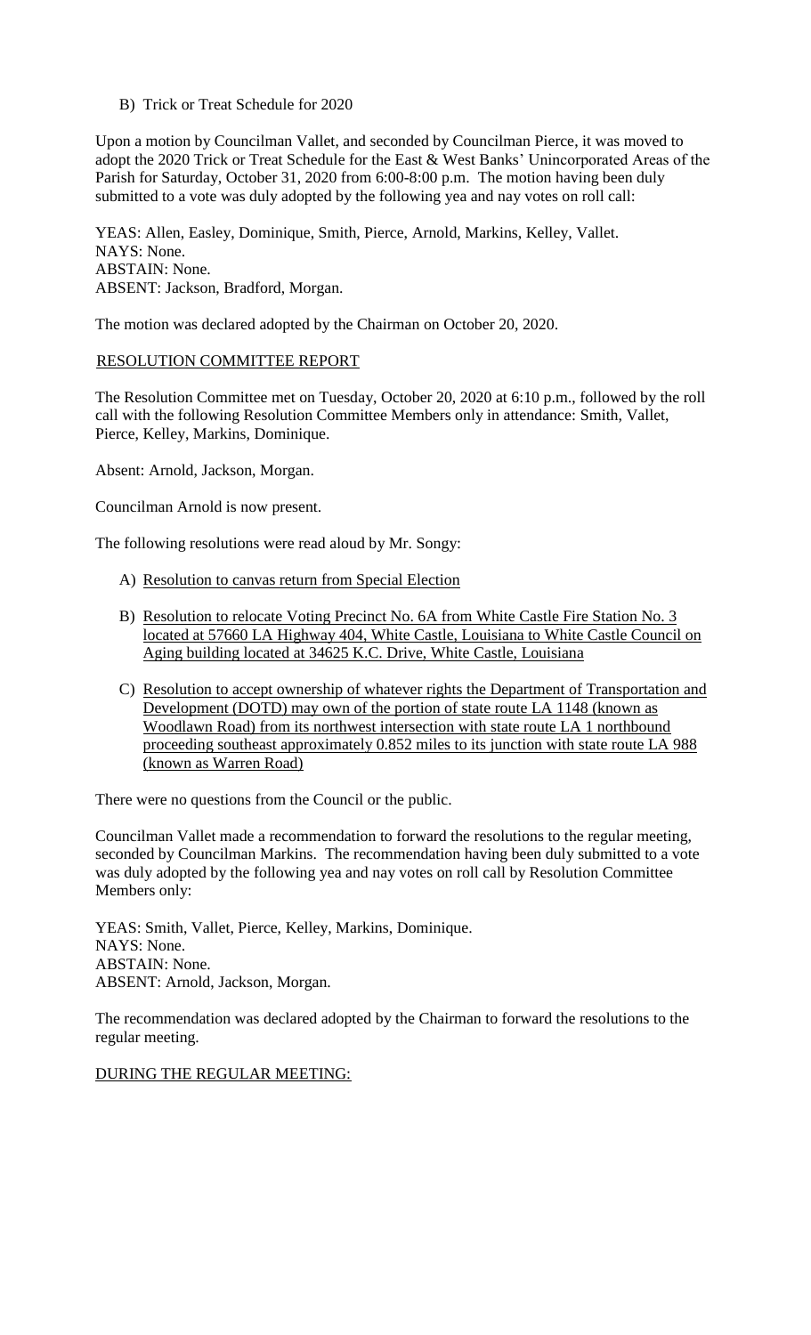B) Trick or Treat Schedule for 2020

Upon a motion by Councilman Vallet, and seconded by Councilman Pierce, it was moved to adopt the 2020 Trick or Treat Schedule for the East & West Banks' Unincorporated Areas of the Parish for Saturday, October 31, 2020 from 6:00-8:00 p.m. The motion having been duly submitted to a vote was duly adopted by the following yea and nay votes on roll call:

YEAS: Allen, Easley, Dominique, Smith, Pierce, Arnold, Markins, Kelley, Vallet.
NAYS: None.
ABSTAIN: None.
ABSENT: Jackson, Bradford, Morgan.

The motion was declared adopted by the Chairman on October 20, 2020.

RESOLUTION COMMITTEE REPORT

The Resolution Committee met on Tuesday, October 20, 2020 at 6:10 p.m., followed by the roll call with the following Resolution Committee Members only in attendance: Smith, Vallet, Pierce, Kelley, Markins, Dominique.

Absent: Arnold, Jackson, Morgan.

Councilman Arnold is now present.

The following resolutions were read aloud by Mr. Songy:

A) Resolution to canvas return from Special Election

B) Resolution to relocate Voting Precinct No. 6A from White Castle Fire Station No. 3 located at 57660 LA Highway 404, White Castle, Louisiana to White Castle Council on Aging building located at 34625 K.C. Drive, White Castle, Louisiana

C) Resolution to accept ownership of whatever rights the Department of Transportation and Development (DOTD) may own of the portion of state route LA 1148 (known as Woodlawn Road) from its northwest intersection with state route LA 1 northbound proceeding southeast approximately 0.852 miles to its junction with state route LA 988 (known as Warren Road)

There were no questions from the Council or the public.

Councilman Vallet made a recommendation to forward the resolutions to the regular meeting, seconded by Councilman Markins. The recommendation having been duly submitted to a vote was duly adopted by the following yea and nay votes on roll call by Resolution Committee Members only:

YEAS: Smith, Vallet, Pierce, Kelley, Markins, Dominique.
NAYS: None.
ABSTAIN: None.
ABSENT: Arnold, Jackson, Morgan.

The recommendation was declared adopted by the Chairman to forward the resolutions to the regular meeting.

DURING THE REGULAR MEETING: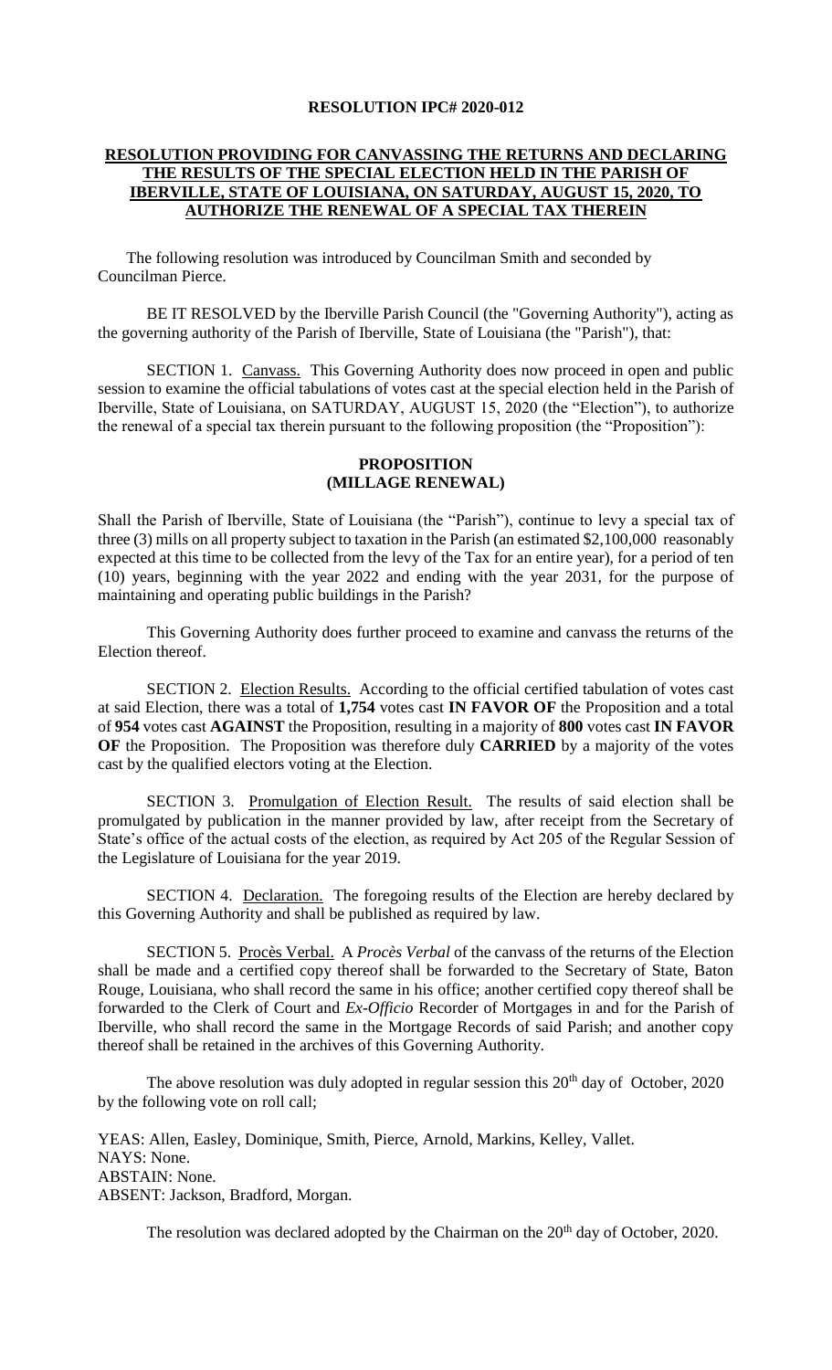**RESOLUTION IPC# 2020-012**

**RESOLUTION PROVIDING FOR CANVASSING THE RETURNS AND DECLARING THE RESULTS OF THE SPECIAL ELECTION HELD IN THE PARISH OF IBERVILLE, STATE OF LOUISIANA, ON SATURDAY, AUGUST 15, 2020, TO AUTHORIZE THE RENEWAL OF A SPECIAL TAX THEREIN**

The following resolution was introduced by Councilman Smith and seconded by Councilman Pierce.

BE IT RESOLVED by the Iberville Parish Council (the "Governing Authority"), acting as the governing authority of the Parish of Iberville, State of Louisiana (the "Parish"), that:

SECTION 1. Canvass. This Governing Authority does now proceed in open and public session to examine the official tabulations of votes cast at the special election held in the Parish of Iberville, State of Louisiana, on SATURDAY, AUGUST 15, 2020 (the "Election"), to authorize the renewal of a special tax therein pursuant to the following proposition (the "Proposition"):

**PROPOSITION**
**(MILLAGE RENEWAL)**

Shall the Parish of Iberville, State of Louisiana (the "Parish"), continue to levy a special tax of three (3) mills on all property subject to taxation in the Parish (an estimated $2,100,000 reasonably expected at this time to be collected from the levy of the Tax for an entire year), for a period of ten (10) years, beginning with the year 2022 and ending with the year 2031, for the purpose of maintaining and operating public buildings in the Parish?

This Governing Authority does further proceed to examine and canvass the returns of the Election thereof.

SECTION 2. Election Results. According to the official certified tabulation of votes cast at said Election, there was a total of **1,754** votes cast **IN FAVOR OF** the Proposition and a total of **954** votes cast **AGAINST** the Proposition, resulting in a majority of **800** votes cast **IN FAVOR OF** the Proposition. The Proposition was therefore duly **CARRIED** by a majority of the votes cast by the qualified electors voting at the Election.

SECTION 3. Promulgation of Election Result. The results of said election shall be promulgated by publication in the manner provided by law, after receipt from the Secretary of State's office of the actual costs of the election, as required by Act 205 of the Regular Session of the Legislature of Louisiana for the year 2019.

SECTION 4. Declaration. The foregoing results of the Election are hereby declared by this Governing Authority and shall be published as required by law.

SECTION 5. Procès Verbal. A *Procès Verbal* of the canvass of the returns of the Election shall be made and a certified copy thereof shall be forwarded to the Secretary of State, Baton Rouge, Louisiana, who shall record the same in his office; another certified copy thereof shall be forwarded to the Clerk of Court and *Ex-Officio* Recorder of Mortgages in and for the Parish of Iberville, who shall record the same in the Mortgage Records of said Parish; and another copy thereof shall be retained in the archives of this Governing Authority.

The above resolution was duly adopted in regular session this 20th day of October, 2020 by the following vote on roll call;

YEAS: Allen, Easley, Dominique, Smith, Pierce, Arnold, Markins, Kelley, Vallet.
NAYS: None.
ABSTAIN: None.
ABSENT: Jackson, Bradford, Morgan.

The resolution was declared adopted by the Chairman on the 20th day of October, 2020.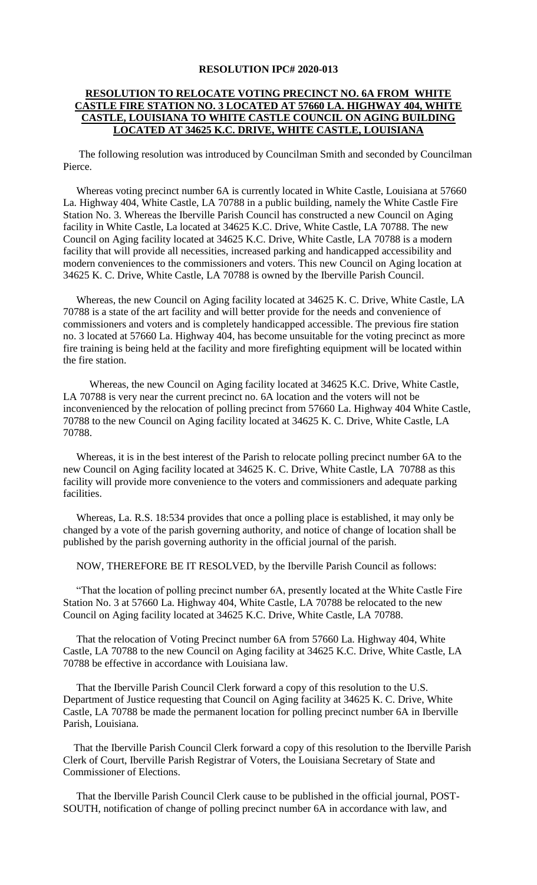**RESOLUTION IPC# 2020-013**

**RESOLUTION TO RELOCATE VOTING PRECINCT NO. 6A FROM WHITE CASTLE FIRE STATION NO. 3 LOCATED AT 57660 LA. HIGHWAY 404, WHITE CASTLE, LOUISIANA TO WHITE CASTLE COUNCIL ON AGING BUILDING LOCATED AT 34625 K.C. DRIVE, WHITE CASTLE, LOUISIANA**

The following resolution was introduced by Councilman Smith and seconded by Councilman Pierce.

Whereas voting precinct number 6A is currently located in White Castle, Louisiana at 57660 La. Highway 404, White Castle, LA 70788 in a public building, namely the White Castle Fire Station No. 3. Whereas the Iberville Parish Council has constructed a new Council on Aging facility in White Castle, La located at 34625 K.C. Drive, White Castle, LA 70788. The new Council on Aging facility located at 34625 K.C. Drive, White Castle, LA 70788 is a modern facility that will provide all necessities, increased parking and handicapped accessibility and modern conveniences to the commissioners and voters. This new Council on Aging location at 34625 K. C. Drive, White Castle, LA 70788 is owned by the Iberville Parish Council.

Whereas, the new Council on Aging facility located at 34625 K. C. Drive, White Castle, LA 70788 is a state of the art facility and will better provide for the needs and convenience of commissioners and voters and is completely handicapped accessible. The previous fire station no. 3 located at 57660 La. Highway 404, has become unsuitable for the voting precinct as more fire training is being held at the facility and more firefighting equipment will be located within the fire station.

Whereas, the new Council on Aging facility located at 34625 K.C. Drive, White Castle, LA 70788 is very near the current precinct no. 6A location and the voters will not be inconvenienced by the relocation of polling precinct from 57660 La. Highway 404 White Castle, 70788 to the new Council on Aging facility located at 34625 K. C. Drive, White Castle, LA 70788.

Whereas, it is in the best interest of the Parish to relocate polling precinct number 6A to the new Council on Aging facility located at 34625 K. C. Drive, White Castle, LA 70788 as this facility will provide more convenience to the voters and commissioners and adequate parking facilities.

Whereas, La. R.S. 18:534 provides that once a polling place is established, it may only be changed by a vote of the parish governing authority, and notice of change of location shall be published by the parish governing authority in the official journal of the parish.

NOW, THEREFORE BE IT RESOLVED, by the Iberville Parish Council as follows:

"That the location of polling precinct number 6A, presently located at the White Castle Fire Station No. 3 at 57660 La. Highway 404, White Castle, LA 70788 be relocated to the new Council on Aging facility located at 34625 K.C. Drive, White Castle, LA 70788.

That the relocation of Voting Precinct number 6A from 57660 La. Highway 404, White Castle, LA 70788 to the new Council on Aging facility at 34625 K.C. Drive, White Castle, LA 70788 be effective in accordance with Louisiana law.

That the Iberville Parish Council Clerk forward a copy of this resolution to the U.S. Department of Justice requesting that Council on Aging facility at 34625 K. C. Drive, White Castle, LA 70788 be made the permanent location for polling precinct number 6A in Iberville Parish, Louisiana.

That the Iberville Parish Council Clerk forward a copy of this resolution to the Iberville Parish Clerk of Court, Iberville Parish Registrar of Voters, the Louisiana Secretary of State and Commissioner of Elections.

That the Iberville Parish Council Clerk cause to be published in the official journal, POST-SOUTH, notification of change of polling precinct number 6A in accordance with law, and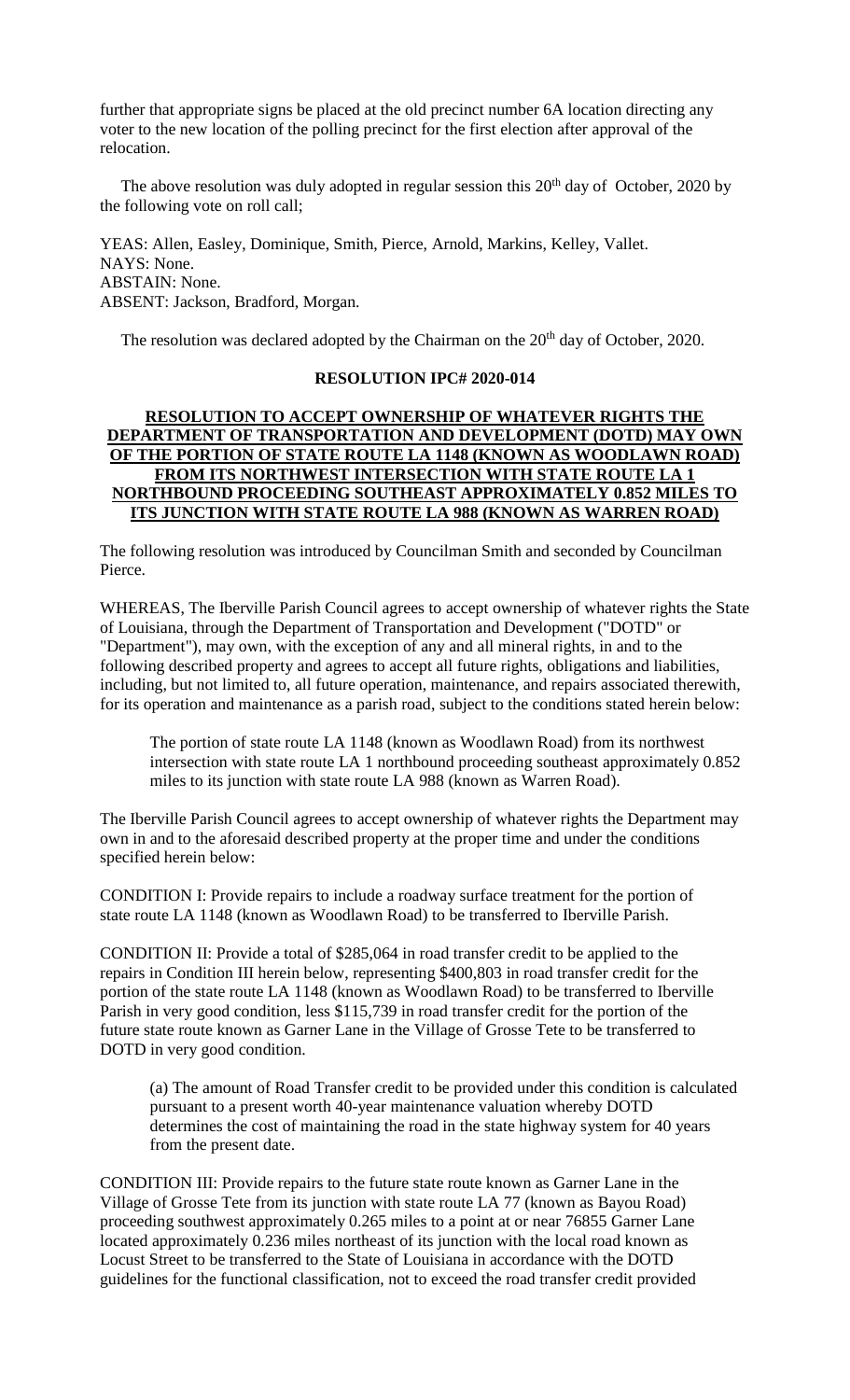further that appropriate signs be placed at the old precinct number 6A location directing any voter to the new location of the polling precinct for the first election after approval of the relocation.

The above resolution was duly adopted in regular session this 20th day of October, 2020 by the following vote on roll call;

YEAS: Allen, Easley, Dominique, Smith, Pierce, Arnold, Markins, Kelley, Vallet.
NAYS: None.
ABSTAIN: None.
ABSENT: Jackson, Bradford, Morgan.

The resolution was declared adopted by the Chairman on the 20th day of October, 2020.

**RESOLUTION IPC# 2020-014**

**RESOLUTION TO ACCEPT OWNERSHIP OF WHATEVER RIGHTS THE DEPARTMENT OF TRANSPORTATION AND DEVELOPMENT (DOTD) MAY OWN OF THE PORTION OF STATE ROUTE LA 1148 (KNOWN AS WOODLAWN ROAD) FROM ITS NORTHWEST INTERSECTION WITH STATE ROUTE LA 1 NORTHBOUND PROCEEDING SOUTHEAST APPROXIMATELY 0.852 MILES TO ITS JUNCTION WITH STATE ROUTE LA 988 (KNOWN AS WARREN ROAD)**

The following resolution was introduced by Councilman Smith and seconded by Councilman Pierce.

WHEREAS, The Iberville Parish Council agrees to accept ownership of whatever rights the State of Louisiana, through the Department of Transportation and Development ("DOTD" or "Department"), may own, with the exception of any and all mineral rights, in and to the following described property and agrees to accept all future rights, obligations and liabilities, including, but not limited to, all future operation, maintenance, and repairs associated therewith, for its operation and maintenance as a parish road, subject to the conditions stated herein below:

> The portion of state route LA 1148 (known as Woodlawn Road) from its northwest intersection with state route LA 1 northbound proceeding southeast approximately 0.852 miles to its junction with state route LA 988 (known as Warren Road).

The Iberville Parish Council agrees to accept ownership of whatever rights the Department may own in and to the aforesaid described property at the proper time and under the conditions specified herein below:

CONDITION I: Provide repairs to include a roadway surface treatment for the portion of state route LA 1148 (known as Woodlawn Road) to be transferred to Iberville Parish.

CONDITION II: Provide a total of $285,064 in road transfer credit to be applied to the repairs in Condition III herein below, representing $400,803 in road transfer credit for the portion of the state route LA 1148 (known as Woodlawn Road) to be transferred to Iberville Parish in very good condition, less $115,739 in road transfer credit for the portion of the future state route known as Garner Lane in the Village of Grosse Tete to be transferred to DOTD in very good condition.

> (a) The amount of Road Transfer credit to be provided under this condition is calculated pursuant to a present worth 40-year maintenance valuation whereby DOTD determines the cost of maintaining the road in the state highway system for 40 years from the present date.

CONDITION III: Provide repairs to the future state route known as Garner Lane in the Village of Grosse Tete from its junction with state route LA 77 (known as Bayou Road) proceeding southwest approximately 0.265 miles to a point at or near 76855 Garner Lane located approximately 0.236 miles northeast of its junction with the local road known as Locust Street to be transferred to the State of Louisiana in accordance with the DOTD guidelines for the functional classification, not to exceed the road transfer credit provided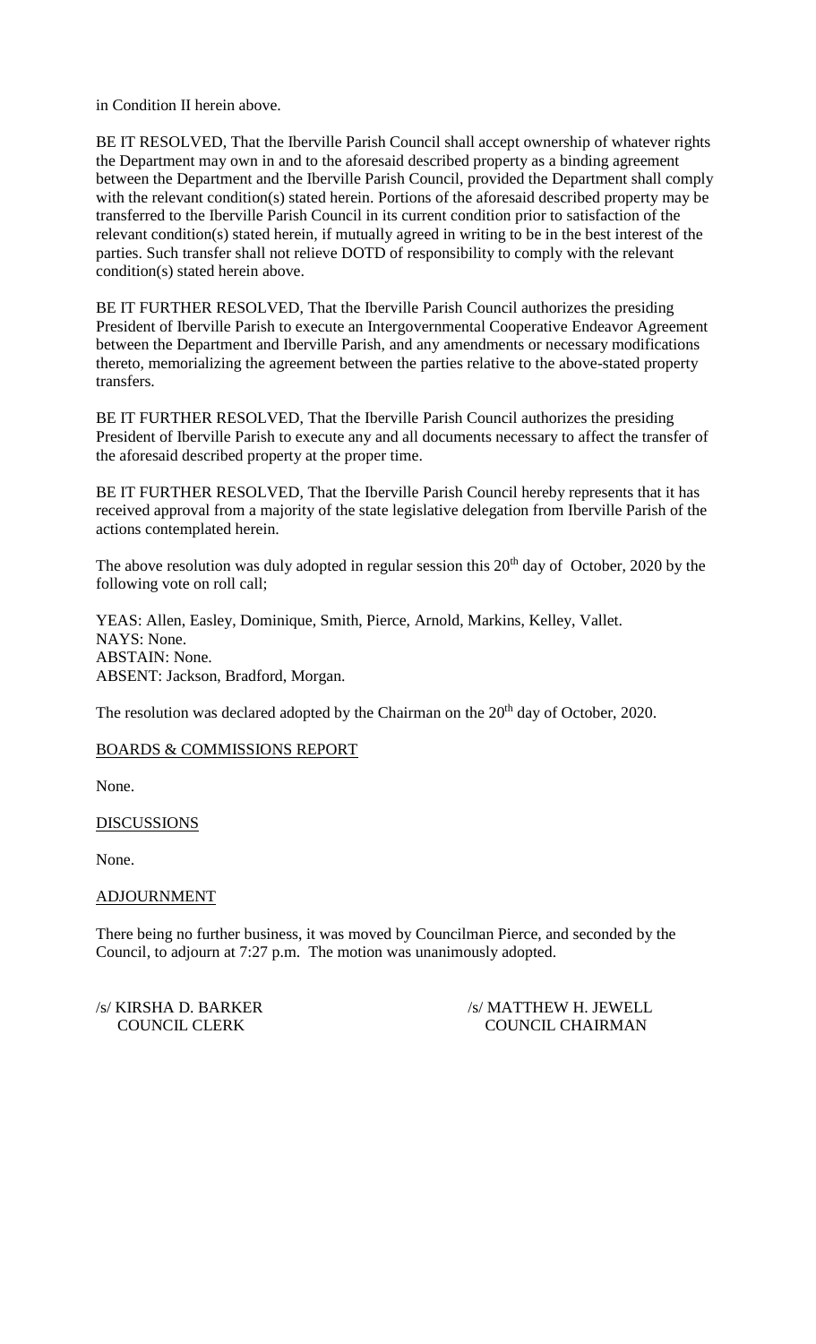in Condition II herein above.

BE IT RESOLVED, That the Iberville Parish Council shall accept ownership of whatever rights the Department may own in and to the aforesaid described property as a binding agreement between the Department and the Iberville Parish Council, provided the Department shall comply with the relevant condition(s) stated herein. Portions of the aforesaid described property may be transferred to the Iberville Parish Council in its current condition prior to satisfaction of the relevant condition(s) stated herein, if mutually agreed in writing to be in the best interest of the parties. Such transfer shall not relieve DOTD of responsibility to comply with the relevant condition(s) stated herein above.

BE IT FURTHER RESOLVED, That the Iberville Parish Council authorizes the presiding President of Iberville Parish to execute an Intergovernmental Cooperative Endeavor Agreement between the Department and Iberville Parish, and any amendments or necessary modifications thereto, memorializing the agreement between the parties relative to the above-stated property transfers.

BE IT FURTHER RESOLVED, That the Iberville Parish Council authorizes the presiding President of Iberville Parish to execute any and all documents necessary to affect the transfer of the aforesaid described property at the proper time.

BE IT FURTHER RESOLVED, That the Iberville Parish Council hereby represents that it has received approval from a majority of the state legislative delegation from Iberville Parish of the actions contemplated herein.

The above resolution was duly adopted in regular session this 20th day of October, 2020 by the following vote on roll call;

YEAS: Allen, Easley, Dominique, Smith, Pierce, Arnold, Markins, Kelley, Vallet.
NAYS: None.
ABSTAIN: None.
ABSENT: Jackson, Bradford, Morgan.

The resolution was declared adopted by the Chairman on the 20th day of October, 2020.

BOARDS & COMMISSIONS REPORT

None.

DISCUSSIONS

None.

ADJOURNMENT

There being no further business, it was moved by Councilman Pierce, and seconded by the Council, to adjourn at 7:27 p.m. The motion was unanimously adopted.

/s/ KIRSHA D. BARKER
COUNCIL CLERK

/s/ MATTHEW H. JEWELL
COUNCIL CHAIRMAN